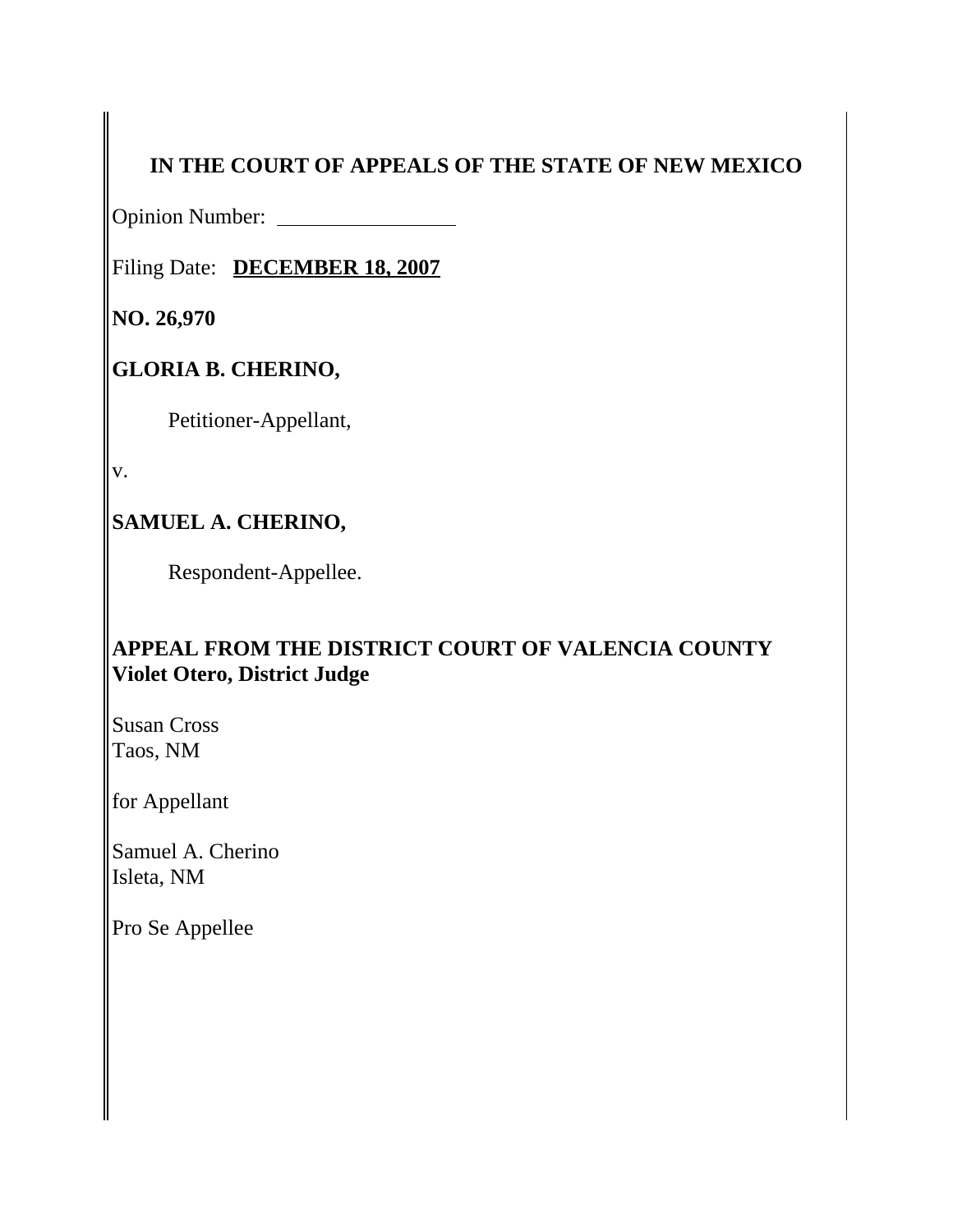**IN THE COURT OF APPEALS OF THE STATE OF NEW MEXICO**

Opinion Number: ________________

Filing Date: **DECEMBER 18, 2007**

**NO. 26,970**

**GLORIA B. CHERINO,**

Petitioner-Appellant,

v.

**SAMUEL A. CHERINO,**

Respondent-Appellee.

**APPEAL FROM THE DISTRICT COURT OF VALENCIA COUNTY**
**Violet Otero, District Judge**

Susan Cross
Taos, NM

for Appellant

Samuel A. Cherino
Isleta, NM

Pro Se Appellee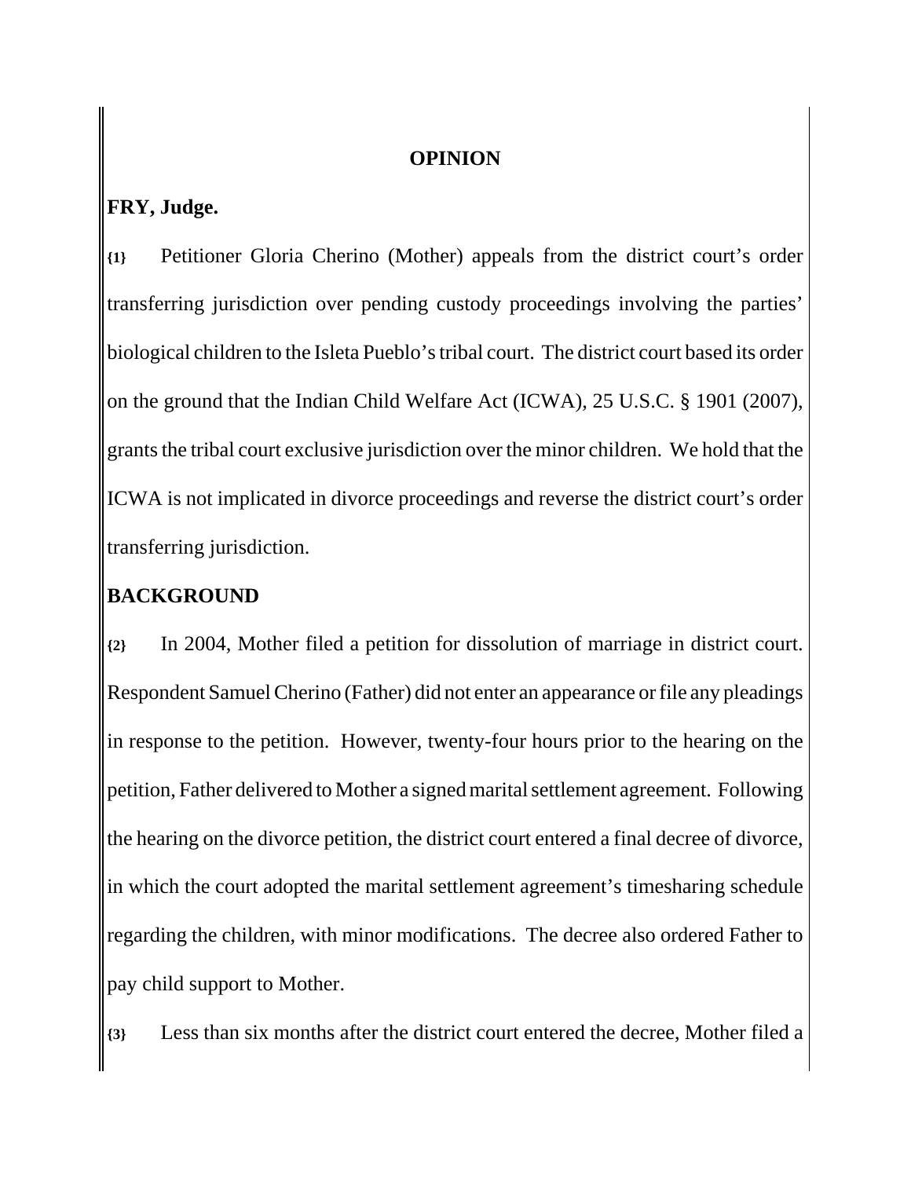## OPINION

**FRY, Judge.**

{1} Petitioner Gloria Cherino (Mother) appeals from the district court's order transferring jurisdiction over pending custody proceedings involving the parties' biological children to the Isleta Pueblo's tribal court. The district court based its order on the ground that the Indian Child Welfare Act (ICWA), 25 U.S.C. § 1901 (2007), grants the tribal court exclusive jurisdiction over the minor children. We hold that the ICWA is not implicated in divorce proceedings and reverse the district court's order transferring jurisdiction.

## BACKGROUND

{2} In 2004, Mother filed a petition for dissolution of marriage in district court. Respondent Samuel Cherino (Father) did not enter an appearance or file any pleadings in response to the petition. However, twenty-four hours prior to the hearing on the petition, Father delivered to Mother a signed marital settlement agreement. Following the hearing on the divorce petition, the district court entered a final decree of divorce, in which the court adopted the marital settlement agreement's timesharing schedule regarding the children, with minor modifications. The decree also ordered Father to pay child support to Mother.

{3} Less than six months after the district court entered the decree, Mother filed a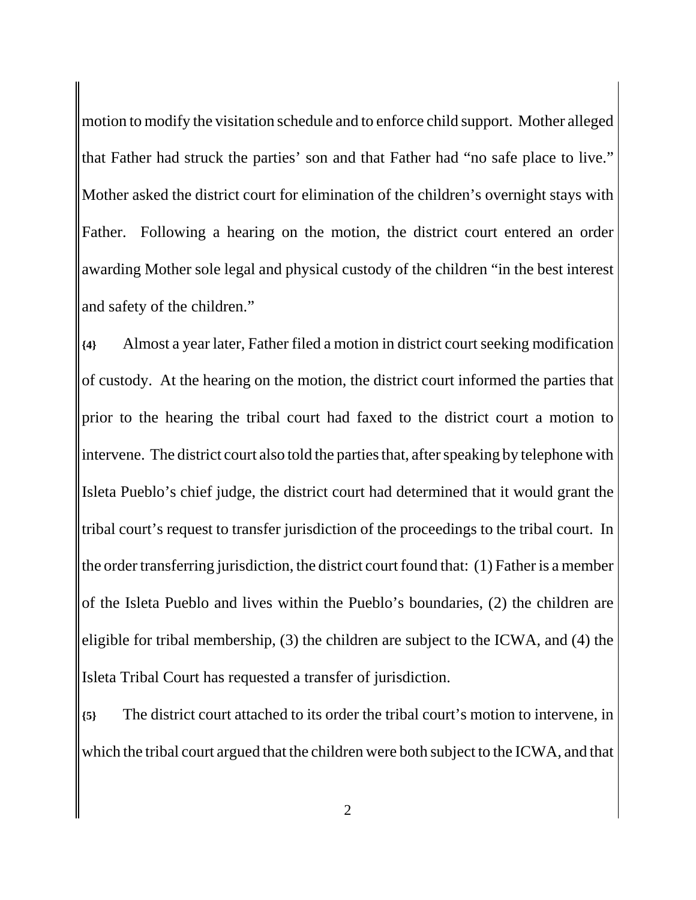motion to modify the visitation schedule and to enforce child support. Mother alleged that Father had struck the parties' son and that Father had "no safe place to live." Mother asked the district court for elimination of the children's overnight stays with Father. Following a hearing on the motion, the district court entered an order awarding Mother sole legal and physical custody of the children "in the best interest and safety of the children."

**{4}** Almost a year later, Father filed a motion in district court seeking modification of custody. At the hearing on the motion, the district court informed the parties that prior to the hearing the tribal court had faxed to the district court a motion to intervene. The district court also told the parties that, after speaking by telephone with Isleta Pueblo's chief judge, the district court had determined that it would grant the tribal court's request to transfer jurisdiction of the proceedings to the tribal court. In the order transferring jurisdiction, the district court found that: (1) Father is a member of the Isleta Pueblo and lives within the Pueblo's boundaries, (2) the children are eligible for tribal membership, (3) the children are subject to the ICWA, and (4) the Isleta Tribal Court has requested a transfer of jurisdiction.

**{5}** The district court attached to its order the tribal court's motion to intervene, in which the tribal court argued that the children were both subject to the ICWA, and that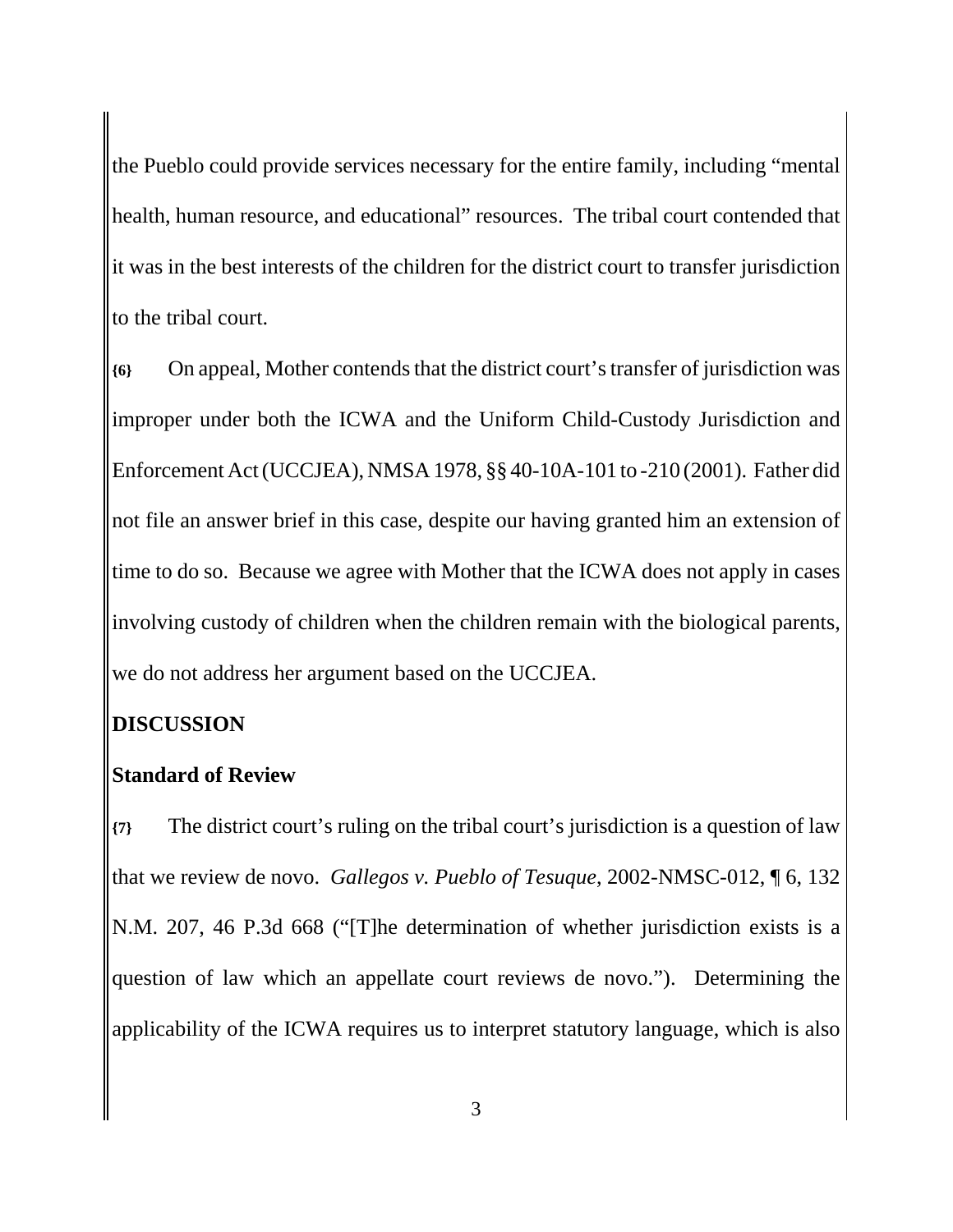the Pueblo could provide services necessary for the entire family, including "mental health, human resource, and educational" resources. The tribal court contended that it was in the best interests of the children for the district court to transfer jurisdiction to the tribal court.

**{6}** On appeal, Mother contends that the district court's transfer of jurisdiction was improper under both the ICWA and the Uniform Child-Custody Jurisdiction and Enforcement Act (UCCJEA), NMSA 1978, §§ 40-10A-101 to -210 (2001). Father did not file an answer brief in this case, despite our having granted him an extension of time to do so. Because we agree with Mother that the ICWA does not apply in cases involving custody of children when the children remain with the biological parents, we do not address her argument based on the UCCJEA.

## DISCUSSION

### Standard of Review

**{7}** The district court's ruling on the tribal court's jurisdiction is a question of law that we review de novo. *Gallegos v. Pueblo of Tesuque*, 2002-NMSC-012, ¶ 6, 132 N.M. 207, 46 P.3d 668 ("[T]he determination of whether jurisdiction exists is a question of law which an appellate court reviews de novo."). Determining the applicability of the ICWA requires us to interpret statutory language, which is also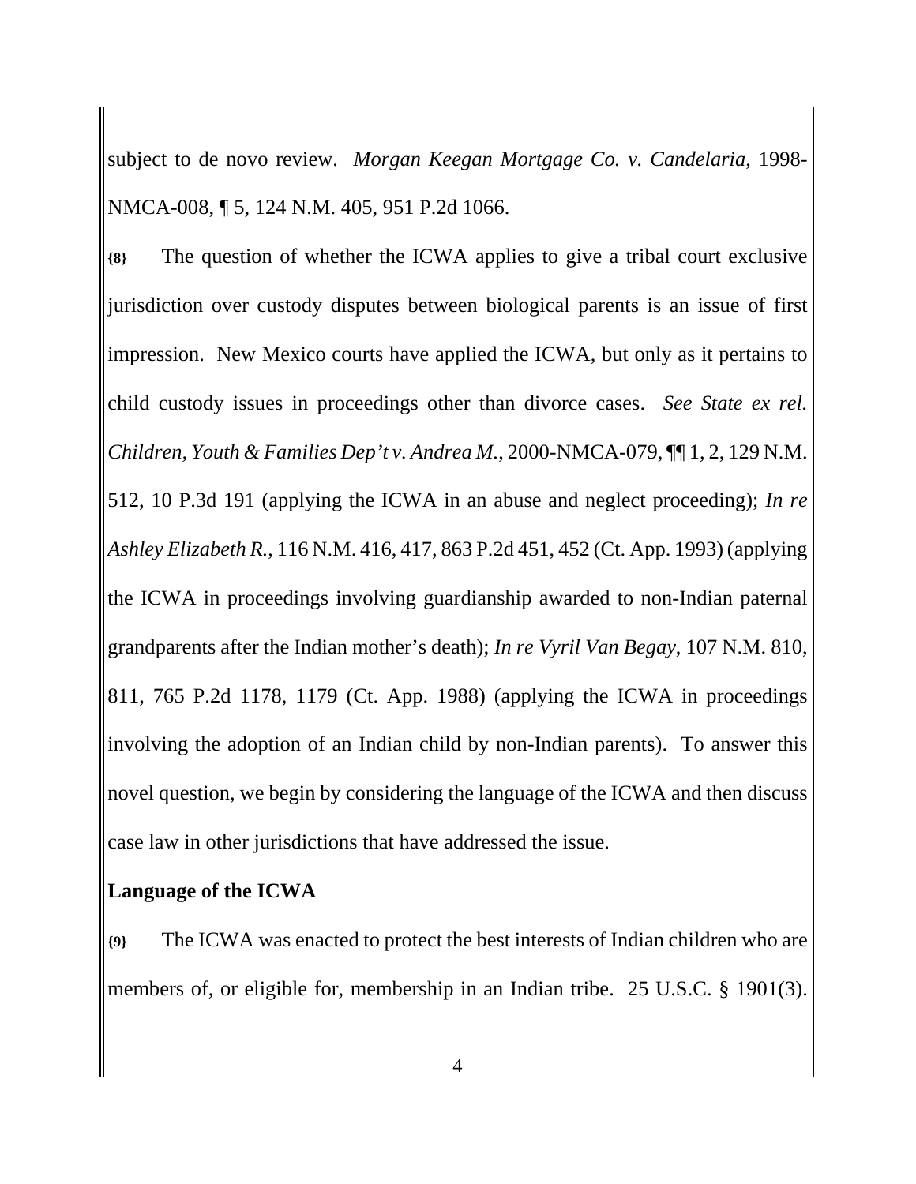subject to de novo review. *Morgan Keegan Mortgage Co. v. Candelaria,* 1998-NMCA-008, ¶ 5, 124 N.M. 405, 951 P.2d 1066.

**{8}** The question of whether the ICWA applies to give a tribal court exclusive jurisdiction over custody disputes between biological parents is an issue of first impression. New Mexico courts have applied the ICWA, but only as it pertains to child custody issues in proceedings other than divorce cases. *See State ex rel. Children, Youth & Families Dep't v. Andrea M.*, 2000-NMCA-079, ¶¶ 1, 2, 129 N.M. 512, 10 P.3d 191 (applying the ICWA in an abuse and neglect proceeding); *In re Ashley Elizabeth R.*, 116 N.M. 416, 417, 863 P.2d 451, 452 (Ct. App. 1993) (applying the ICWA in proceedings involving guardianship awarded to non-Indian paternal grandparents after the Indian mother's death); *In re Vyril Van Begay*, 107 N.M. 810, 811, 765 P.2d 1178, 1179 (Ct. App. 1988) (applying the ICWA in proceedings involving the adoption of an Indian child by non-Indian parents). To answer this novel question, we begin by considering the language of the ICWA and then discuss case law in other jurisdictions that have addressed the issue.

**Language of the ICWA**

**{9}** The ICWA was enacted to protect the best interests of Indian children who are members of, or eligible for, membership in an Indian tribe. 25 U.S.C. § 1901(3).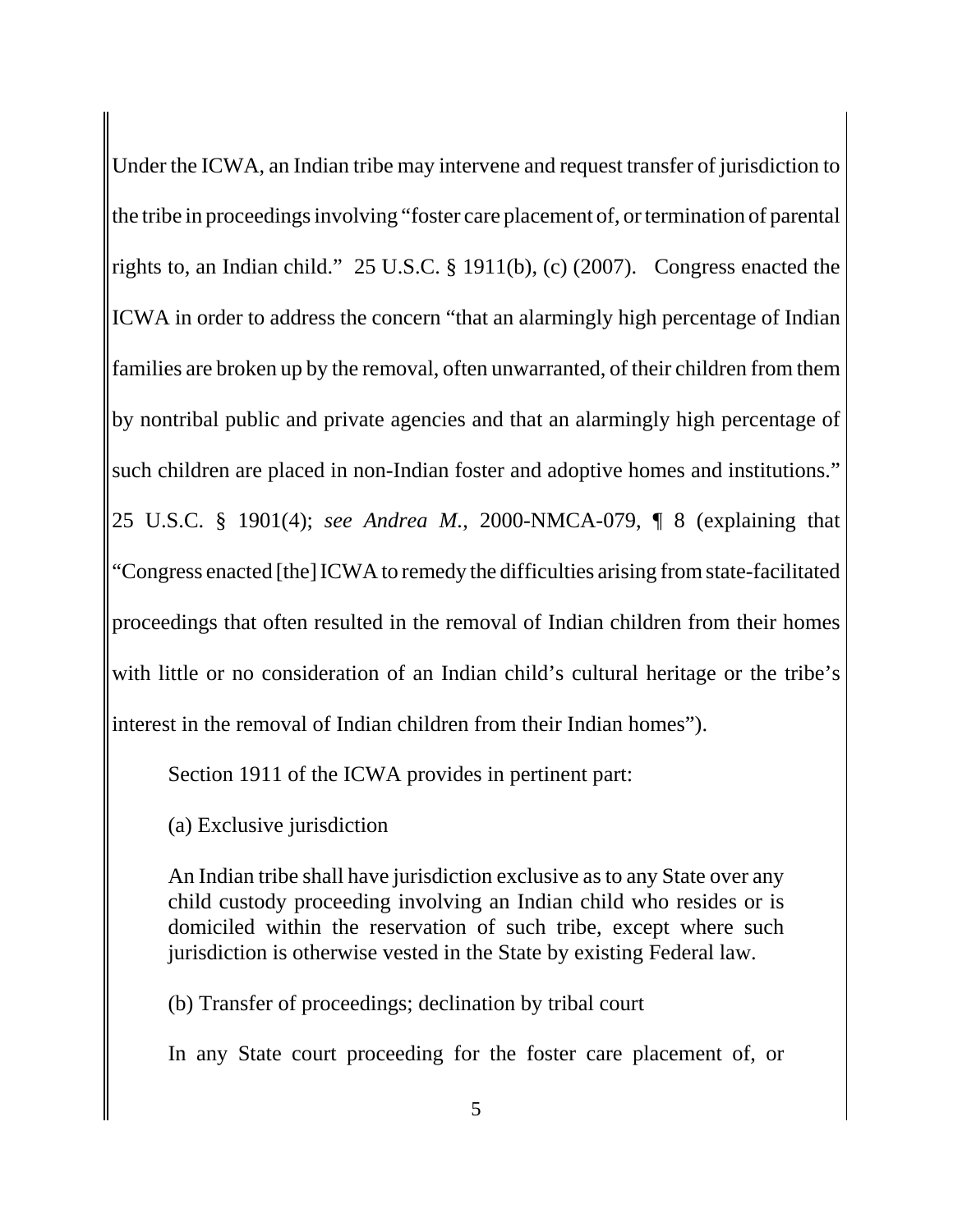Under the ICWA, an Indian tribe may intervene and request transfer of jurisdiction to the tribe in proceedings involving "foster care placement of, or termination of parental rights to, an Indian child." 25 U.S.C. § 1911(b), (c) (2007). Congress enacted the ICWA in order to address the concern "that an alarmingly high percentage of Indian families are broken up by the removal, often unwarranted, of their children from them by nontribal public and private agencies and that an alarmingly high percentage of such children are placed in non-Indian foster and adoptive homes and institutions." 25 U.S.C. § 1901(4); *see Andrea M.*, 2000-NMCA-079, ¶ 8 (explaining that "Congress enacted [the] ICWA to remedy the difficulties arising from state-facilitated proceedings that often resulted in the removal of Indian children from their homes with little or no consideration of an Indian child's cultural heritage or the tribe's interest in the removal of Indian children from their Indian homes").

Section 1911 of the ICWA provides in pertinent part:

> (a) Exclusive jurisdiction
>
> An Indian tribe shall have jurisdiction exclusive as to any State over any child custody proceeding involving an Indian child who resides or is domiciled within the reservation of such tribe, except where such jurisdiction is otherwise vested in the State by existing Federal law.
>
> (b) Transfer of proceedings; declination by tribal court
>
> In any State court proceeding for the foster care placement of, or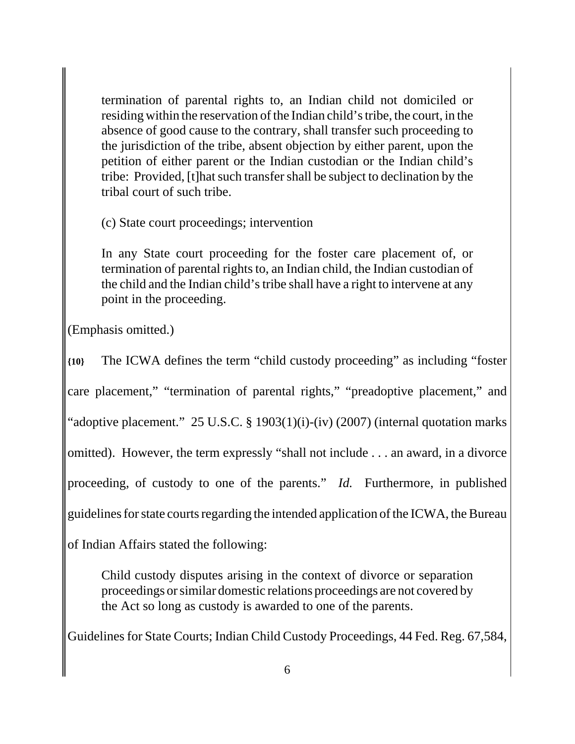> termination of parental rights to, an Indian child not domiciled or residing within the reservation of the Indian child's tribe, the court, in the absence of good cause to the contrary, shall transfer such proceeding to the jurisdiction of the tribe, absent objection by either parent, upon the petition of either parent or the Indian custodian or the Indian child's tribe: Provided, [t]hat such transfer shall be subject to declination by the tribal court of such tribe.
>
> (c) State court proceedings; intervention
>
> In any State court proceeding for the foster care placement of, or termination of parental rights to, an Indian child, the Indian custodian of the child and the Indian child's tribe shall have a right to intervene at any point in the proceeding.

(Emphasis omitted.)

**{10}** The ICWA defines the term "child custody proceeding" as including "foster care placement," "termination of parental rights," "preadoptive placement," and "adoptive placement." 25 U.S.C. § 1903(1)(i)-(iv) (2007) (internal quotation marks omitted). However, the term expressly "shall not include . . . an award, in a divorce proceeding, of custody to one of the parents." *Id.* Furthermore, in published guidelines for state courts regarding the intended application of the ICWA, the Bureau of Indian Affairs stated the following:

> Child custody disputes arising in the context of divorce or separation proceedings or similar domestic relations proceedings are not covered by the Act so long as custody is awarded to one of the parents.

Guidelines for State Courts; Indian Child Custody Proceedings, 44 Fed. Reg. 67,584,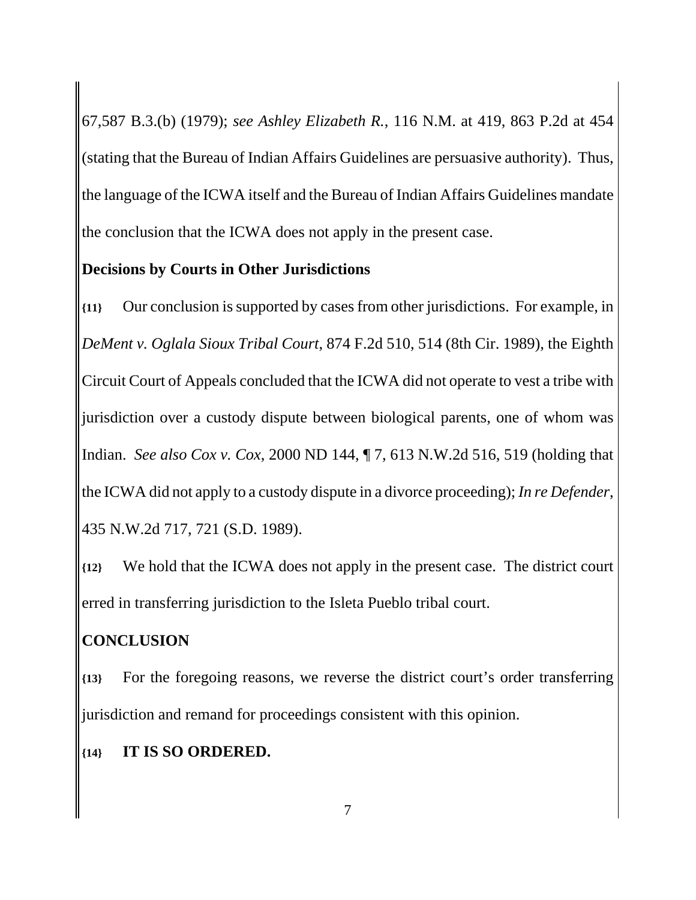67,587 B.3.(b) (1979); *see Ashley Elizabeth R.*, 116 N.M. at 419, 863 P.2d at 454 (stating that the Bureau of Indian Affairs Guidelines are persuasive authority). Thus, the language of the ICWA itself and the Bureau of Indian Affairs Guidelines mandate the conclusion that the ICWA does not apply in the present case.

**Decisions by Courts in Other Jurisdictions**

**{11}** Our conclusion is supported by cases from other jurisdictions. For example, in *DeMent v. Oglala Sioux Tribal Court*, 874 F.2d 510, 514 (8th Cir. 1989), the Eighth Circuit Court of Appeals concluded that the ICWA did not operate to vest a tribe with jurisdiction over a custody dispute between biological parents, one of whom was Indian. *See also Cox v. Cox*, 2000 ND 144, ¶ 7, 613 N.W.2d 516, 519 (holding that the ICWA did not apply to a custody dispute in a divorce proceeding); *In re Defender*, 435 N.W.2d 717, 721 (S.D. 1989).

**{12}** We hold that the ICWA does not apply in the present case. The district court erred in transferring jurisdiction to the Isleta Pueblo tribal court.

**CONCLUSION**

**{13}** For the foregoing reasons, we reverse the district court's order transferring jurisdiction and remand for proceedings consistent with this opinion.

**{14}** **IT IS SO ORDERED.**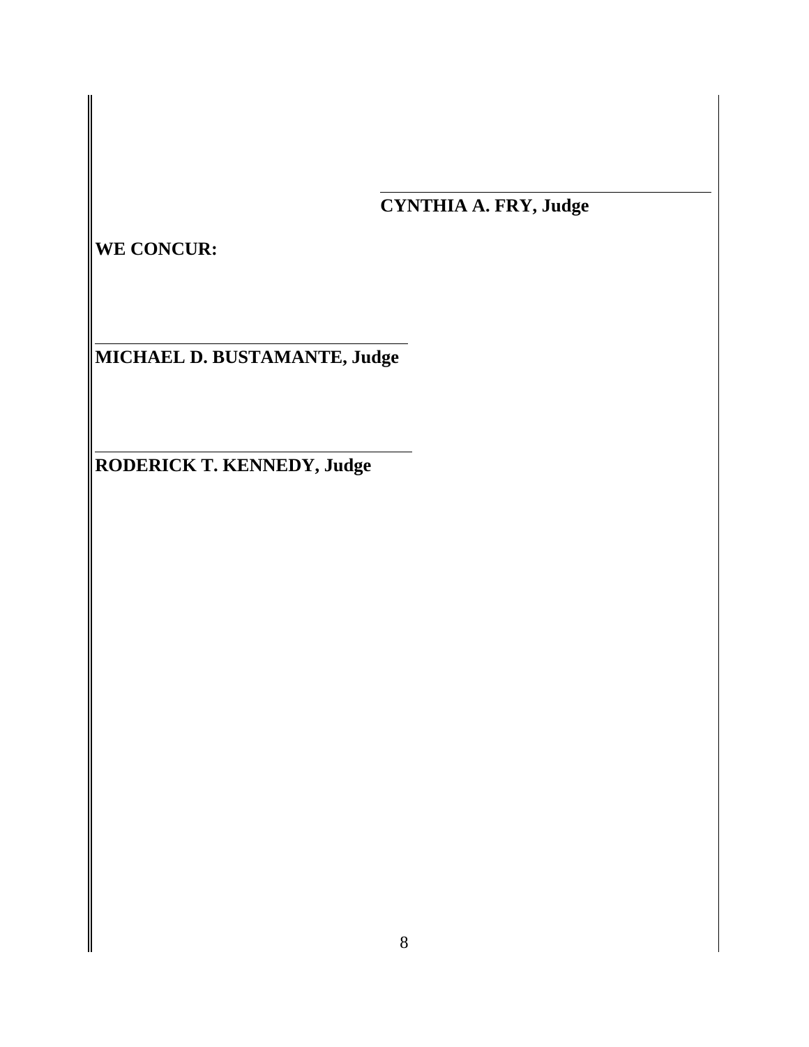**CYNTHIA A. FRY, Judge**

**WE CONCUR:**

**MICHAEL D. BUSTAMANTE, Judge**

**RODERICK T. KENNEDY, Judge**